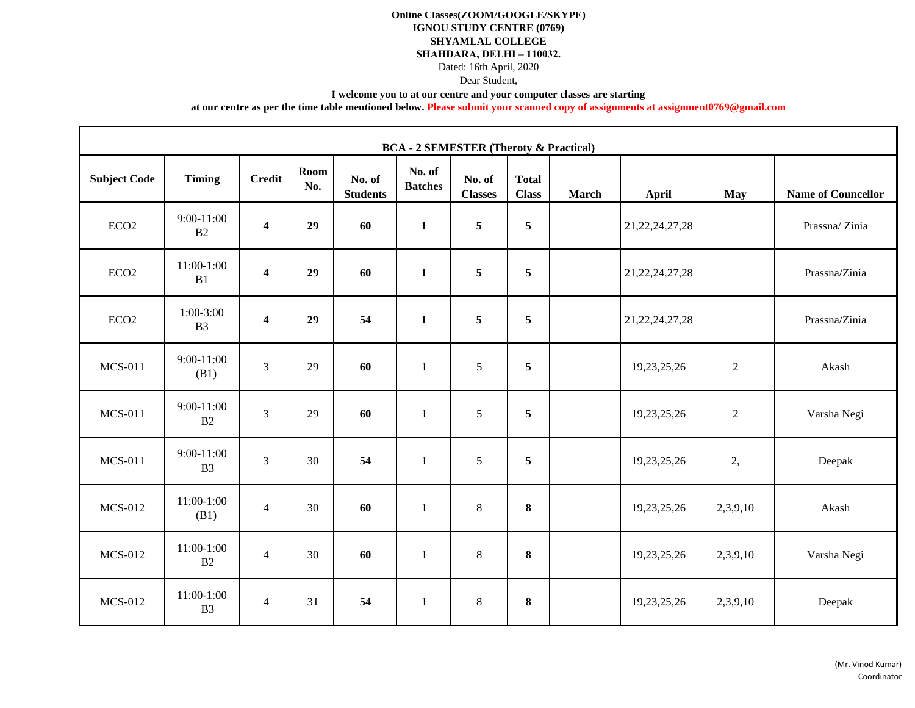**Online Classes(ZOOM/GOOGLE/SKYPE)**
**IGNOU STUDY CENTRE (0769)**
**SHYAMLAL COLLEGE**
**SHAHDARA, DELHI – 110032.**

Dated: 16th April, 2020

Dear Student,

**I welcome you to at our centre and your computer classes are starting at our centre as per the time table mentioned below. Please submit your scanned copy of assignments at assignment0769@gmail.com**

| BCA - 2 SEMESTER (Theroty & Practical) | | | | | | | | | | | |
|---|---|---|---|---|---|---|---|---|---|---|---|
| **Subject Code** | **Timing** | **Credit** | **Room No.** | **No. of Students** | **No. of Batches** | **No. of Classes** | **Total Class** | **March** | **April** | **May** | **Name of Councellor** |
| ECO2 | 9:00-11:00 B2 | **4** | **29** | **60** | **1** | **5** | **5** | | 21,22,24,27,28 | | Prassna/ Zinia |
| ECO2 | 11:00-1:00 B1 | **4** | **29** | **60** | **1** | **5** | **5** | | 21,22,24,27,28 | | Prassna/Zinia |
| ECO2 | 1:00-3:00 B3 | **4** | **29** | **54** | **1** | **5** | **5** | | 21,22,24,27,28 | | Prassna/Zinia |
| MCS-011 | 9:00-11:00 (B1) | 3 | 29 | **60** | 1 | 5 | **5** | | 19,23,25,26 | 2 | Akash |
| MCS-011 | 9:00-11:00 B2 | 3 | 29 | **60** | 1 | 5 | **5** | | 19,23,25,26 | 2 | Varsha Negi |
| MCS-011 | 9:00-11:00 B3 | 3 | 30 | **54** | 1 | 5 | **5** | | 19,23,25,26 | 2, | Deepak |
| MCS-012 | 11:00-1:00 (B1) | 4 | 30 | **60** | 1 | 8 | **8** | | 19,23,25,26 | 2,3,9,10 | Akash |
| MCS-012 | 11:00-1:00 B2 | 4 | 30 | **60** | 1 | 8 | **8** | | 19,23,25,26 | 2,3,9,10 | Varsha Negi |
| MCS-012 | 11:00-1:00 B3 | 4 | 31 | **54** | 1 | 8 | **8** | | 19,23,25,26 | 2,3,9,10 | Deepak |

(Mr. Vinod Kumar)
Coordinator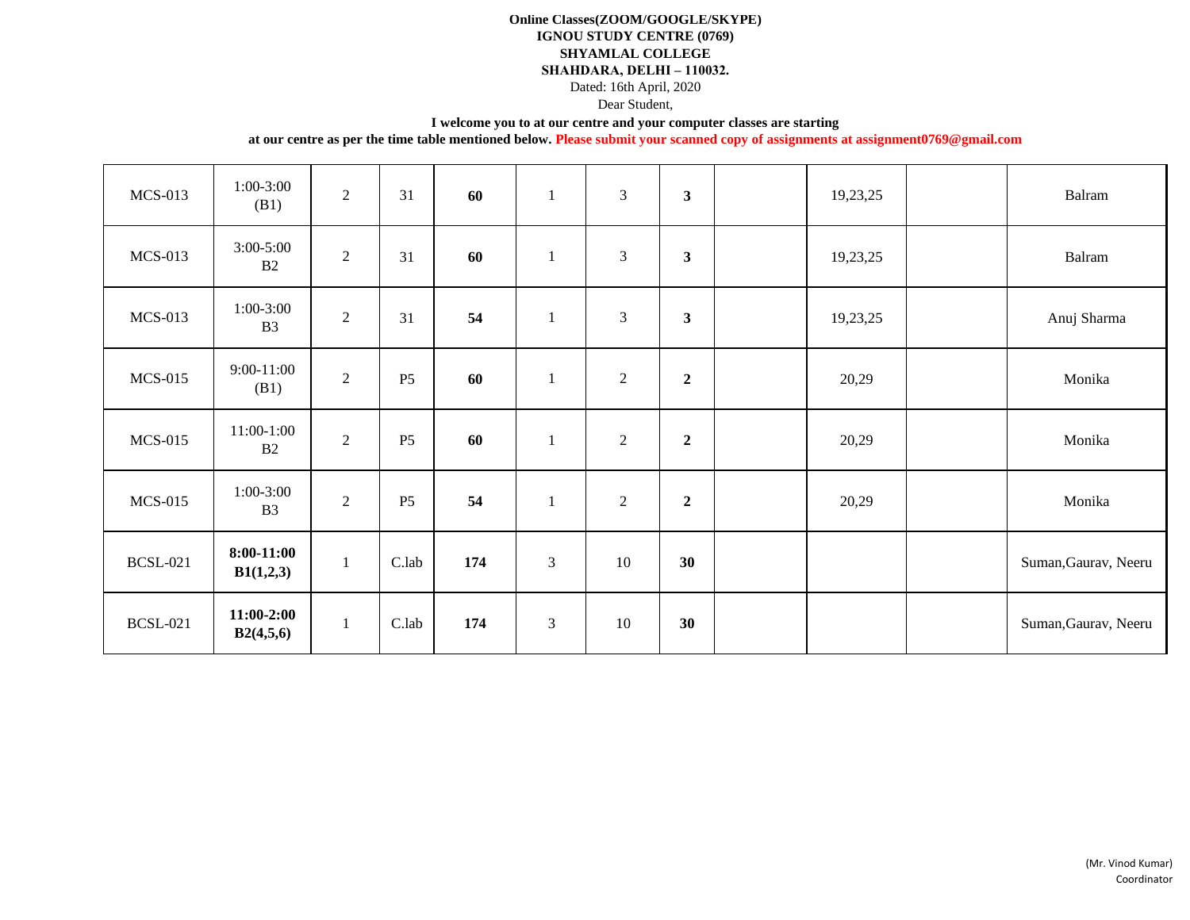**Online Classes(ZOOM/GOOGLE/SKYPE)**
**IGNOU STUDY CENTRE (0769)**
**SHYAMLAL COLLEGE**
**SHAHDARA, DELHI – 110032.**

Dated: 16th April, 2020

Dear Student,

**I welcome you to at our centre and your computer classes are starting at our centre as per the time table mentioned below. Please submit your scanned copy of assignments at assignment0769@gmail.com**

| | | | | | | | | | | | |
|---|---|---|---|---|---|---|---|---|---|---|---|
| MCS-013 | 1:00-3:00 (B1) | 2 | 31 | **60** | 1 | 3 | **3** | | 19,23,25 | | Balram |
| MCS-013 | 3:00-5:00 B2 | 2 | 31 | **60** | 1 | 3 | **3** | | 19,23,25 | | Balram |
| MCS-013 | 1:00-3:00 B3 | 2 | 31 | **54** | 1 | 3 | **3** | | 19,23,25 | | Anuj Sharma |
| MCS-015 | 9:00-11:00 (B1) | 2 | P5 | **60** | 1 | 2 | **2** | | 20,29 | | Monika |
| MCS-015 | 11:00-1:00 B2 | 2 | P5 | **60** | 1 | 2 | **2** | | 20,29 | | Monika |
| MCS-015 | 1:00-3:00 B3 | 2 | P5 | **54** | 1 | 2 | **2** | | 20,29 | | Monika |
| BCSL-021 | **8:00-11:00 B1(1,2,3)** | 1 | C.lab | **174** | 3 | 10 | **30** | | | | Suman,Gaurav, Neeru |
| BCSL-021 | **11:00-2:00 B2(4,5,6)** | 1 | C.lab | **174** | 3 | 10 | **30** | | | | Suman,Gaurav, Neeru |

(Mr. Vinod Kumar)
Coordinator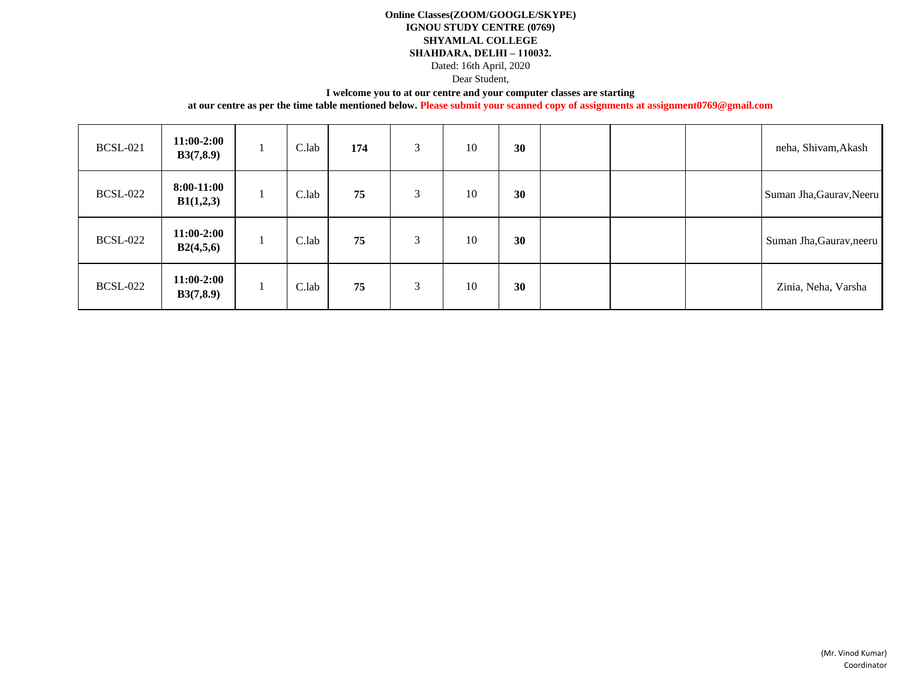**Online Classes(ZOOM/GOOGLE/SKYPE)**
**IGNOU STUDY CENTRE (0769)**
**SHYAMLAL COLLEGE**
**SHAHDARA, DELHI – 110032.**

Dated: 16th April, 2020

Dear Student,

**I welcome you to at our centre and your computer classes are starting at our centre as per the time table mentioned below. Please submit your scanned copy of assignments at assignment0769@gmail.com**

| | | | | | | | | | | | |
|---|---|---|---|---|---|---|---|---|---|---|---|
| BCSL-021 | **11:00-2:00 B3(7,8.9)** | 1 | C.lab | **174** | 3 | 10 | **30** | | | | neha, Shivam,Akash |
| BCSL-022 | **8:00-11:00 B1(1,2,3)** | 1 | C.lab | **75** | 3 | 10 | **30** | | | | Suman Jha,Gaurav,Neeru |
| BCSL-022 | **11:00-2:00 B2(4,5,6)** | 1 | C.lab | **75** | 3 | 10 | **30** | | | | Suman Jha,Gaurav,neeru |
| BCSL-022 | **11:00-2:00 B3(7,8.9)** | 1 | C.lab | **75** | 3 | 10 | **30** | | | | Zinia, Neha, Varsha |

(Mr. Vinod Kumar)
Coordinator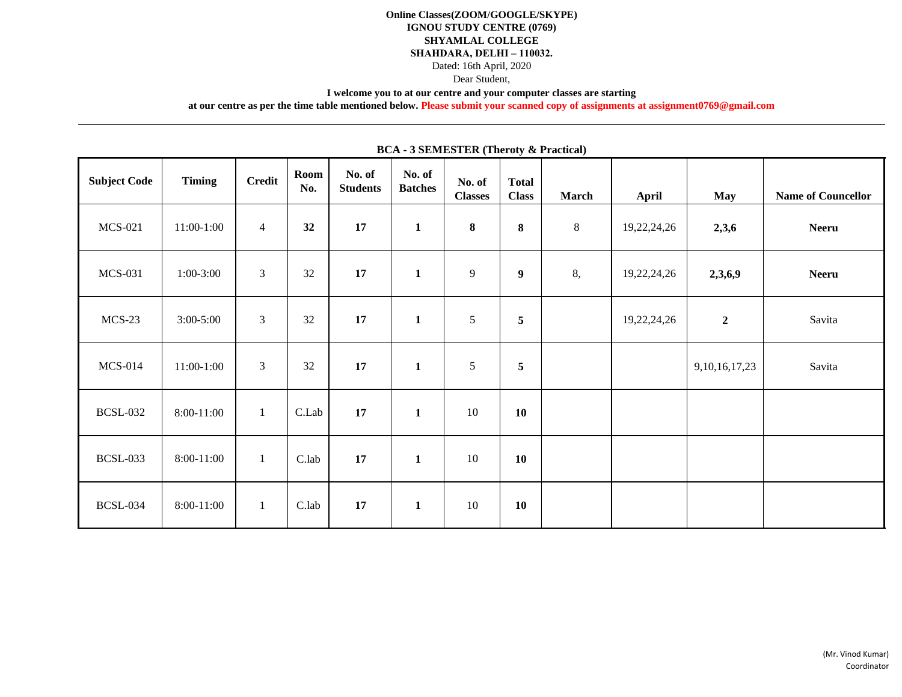**Online Classes(ZOOM/GOOGLE/SKYPE)**
**IGNOU STUDY CENTRE (0769)**
**SHYAMLAL COLLEGE**
**SHAHDARA, DELHI – 110032.**

Dated: 16th April, 2020

Dear Student,

**I welcome you to at our centre and your computer classes are starting at our centre as per the time table mentioned below. Please submit your scanned copy of assignments at assignment0769@gmail.com**

---

**BCA - 3 SEMESTER (Theroty & Practical)**

| Subject Code | Timing | Credit | Room No. | No. of Students | No. of Batches | No. of Classes | Total Class | March | April | May | Name of Councellor |
|---|---|---|---|---|---|---|---|---|---|---|---|
| MCS-021 | 11:00-1:00 | 4 | **32** | **17** | **1** | **8** | **8** | 8 | 19,22,24,26 | **2,3,6** | **Neeru** |
| MCS-031 | 1:00-3:00 | 3 | 32 | **17** | **1** | 9 | **9** | 8, | 19,22,24,26 | **2,3,6,9** | **Neeru** |
| MCS-23 | 3:00-5:00 | 3 | 32 | **17** | **1** | 5 | **5** | | 19,22,24,26 | **2** | Savita |
| MCS-014 | 11:00-1:00 | 3 | 32 | **17** | **1** | 5 | **5** | | | 9,10,16,17,23 | Savita |
| BCSL-032 | 8:00-11:00 | 1 | C.Lab | **17** | **1** | 10 | **10** | | | | |
| BCSL-033 | 8:00-11:00 | 1 | C.lab | **17** | **1** | 10 | **10** | | | | |
| BCSL-034 | 8:00-11:00 | 1 | C.lab | **17** | **1** | 10 | **10** | | | | |

(Mr. Vinod Kumar)
Coordinator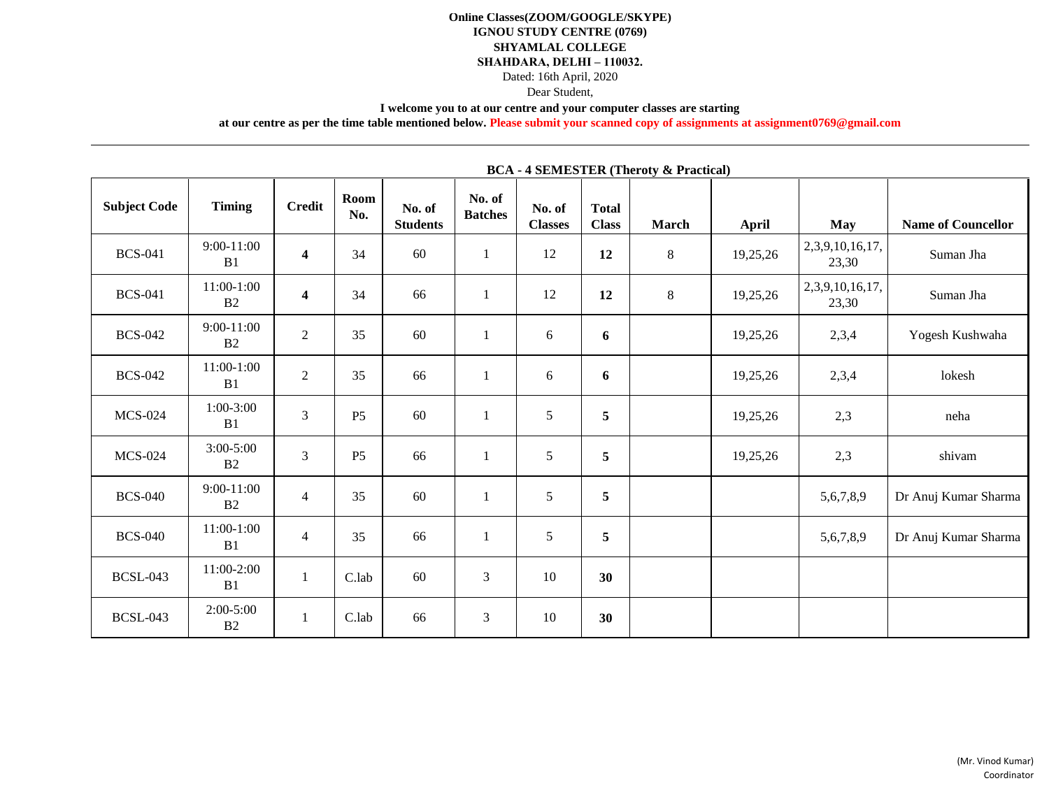**Online Classes(ZOOM/GOOGLE/SKYPE)**
**IGNOU STUDY CENTRE (0769)**
**SHYAMLAL COLLEGE**
**SHAHDARA, DELHI – 110032.**

Dated: 16th April, 2020

Dear Student,

**I welcome you to at our centre and your computer classes are starting at our centre as per the time table mentioned below. Please submit your scanned copy of assignments at assignment0769@gmail.com**

---

**BCA - 4 SEMESTER (Theroty & Practical)**

| Subject Code | Timing | Credit | Room No. | No. of Students | No. of Batches | No. of Classes | Total Class | March | April | May | Name of Councellor |
|---|---|---|---|---|---|---|---|---|---|---|---|
| BCS-041 | 9:00-11:00 B1 | **4** | 34 | 60 | 1 | 12 | **12** | 8 | 19,25,26 | 2,3,9,10,16,17, 23,30 | Suman Jha |
| BCS-041 | 11:00-1:00 B2 | **4** | 34 | 66 | 1 | 12 | **12** | 8 | 19,25,26 | 2,3,9,10,16,17, 23,30 | Suman Jha |
| BCS-042 | 9:00-11:00 B2 | 2 | 35 | 60 | 1 | 6 | **6** | | 19,25,26 | 2,3,4 | Yogesh Kushwaha |
| BCS-042 | 11:00-1:00 B1 | 2 | 35 | 66 | 1 | 6 | **6** | | 19,25,26 | 2,3,4 | lokesh |
| MCS-024 | 1:00-3:00 B1 | 3 | P5 | 60 | 1 | 5 | **5** | | 19,25,26 | 2,3 | neha |
| MCS-024 | 3:00-5:00 B2 | 3 | P5 | 66 | 1 | 5 | **5** | | 19,25,26 | 2,3 | shivam |
| BCS-040 | 9:00-11:00 B2 | 4 | 35 | 60 | 1 | 5 | **5** | | | 5,6,7,8,9 | Dr Anuj Kumar Sharma |
| BCS-040 | 11:00-1:00 B1 | 4 | 35 | 66 | 1 | 5 | **5** | | | 5,6,7,8,9 | Dr Anuj Kumar Sharma |
| BCSL-043 | 11:00-2:00 B1 | 1 | C.lab | 60 | 3 | 10 | **30** | | | | |
| BCSL-043 | 2:00-5:00 B2 | 1 | C.lab | 66 | 3 | 10 | **30** | | | | |

(Mr. Vinod Kumar)
Coordinator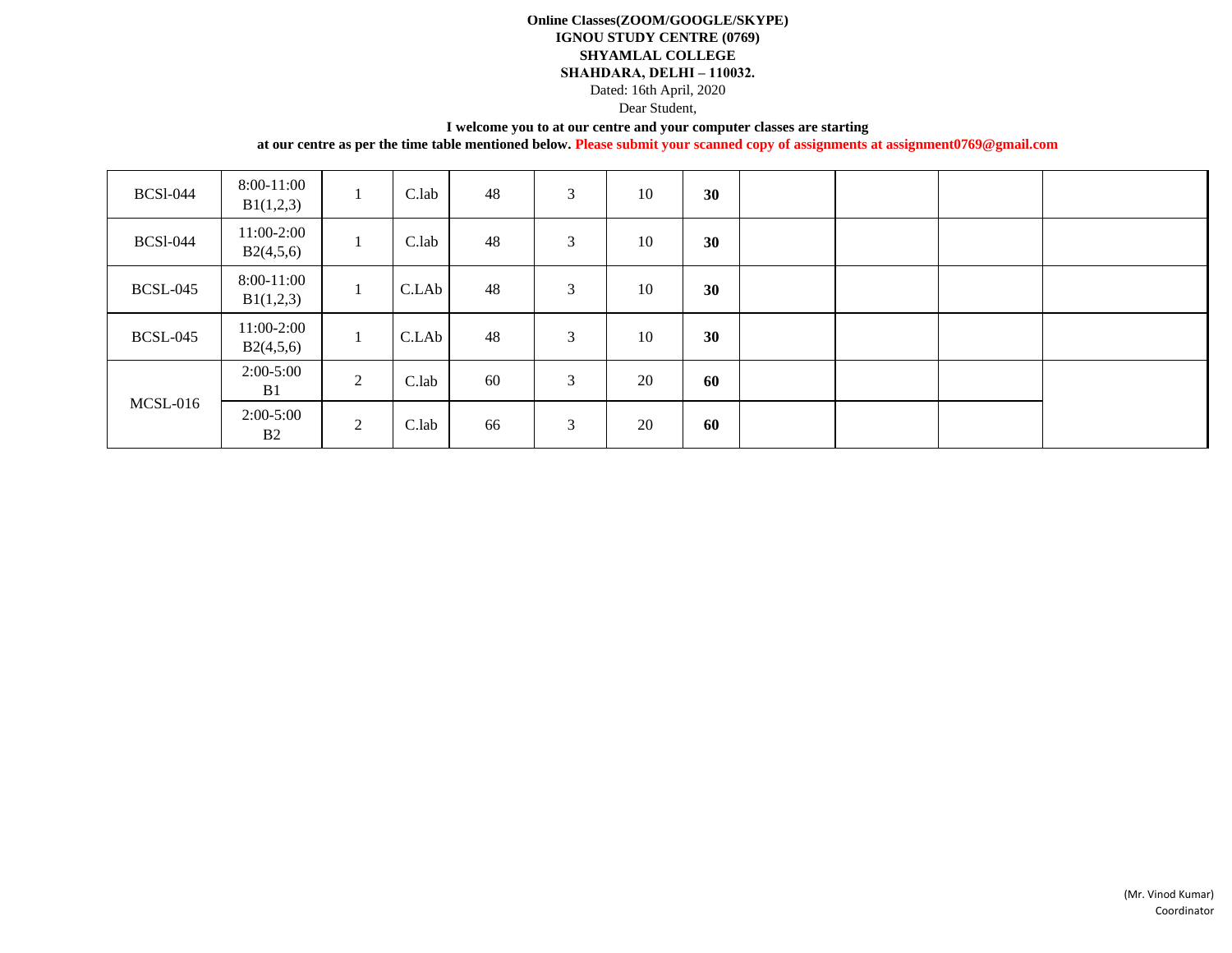**Online Classes(ZOOM/GOOGLE/SKYPE)**
**IGNOU STUDY CENTRE (0769)**
**SHYAMLAL COLLEGE**
**SHAHDARA, DELHI – 110032.**

Dated: 16th April, 2020

Dear Student,

**I welcome you to at our centre and your computer classes are starting at our centre as per the time table mentioned below. Please submit your scanned copy of assignments at assignment0769@gmail.com**

| | | | | | | | | | | | |
|---|---|---|---|---|---|---|---|---|---|---|---|
| BCSl-044 | 8:00-11:00 B1(1,2,3) | 1 | C.lab | 48 | 3 | 10 | **30** | | | | |
| BCSl-044 | 11:00-2:00 B2(4,5,6) | 1 | C.lab | 48 | 3 | 10 | **30** | | | | |
| BCSL-045 | 8:00-11:00 B1(1,2,3) | 1 | C.LAb | 48 | 3 | 10 | **30** | | | | |
| BCSL-045 | 11:00-2:00 B2(4,5,6) | 1 | C.LAb | 48 | 3 | 10 | **30** | | | | |
| MCSL-016 | 2:00-5:00 B1 | 2 | C.lab | 60 | 3 | 20 | **60** | | | | |
| | 2:00-5:00 B2 | 2 | C.lab | 66 | 3 | 20 | **60** | | | | |

(Mr. Vinod Kumar)
Coordinator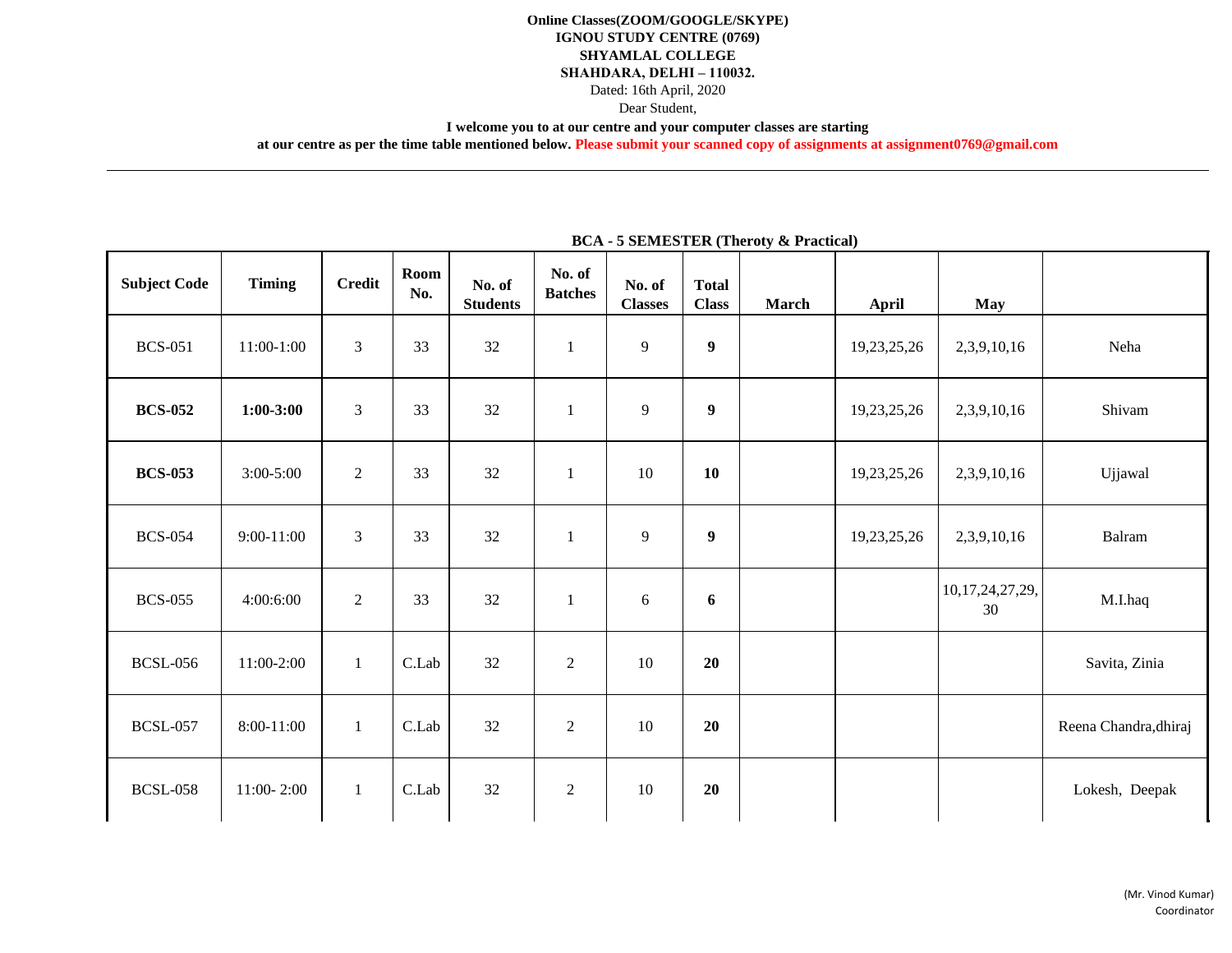**Online Classes(ZOOM/GOOGLE/SKYPE)**
**IGNOU STUDY CENTRE (0769)**
**SHYAMLAL COLLEGE**
**SHAHDARA, DELHI – 110032.**

Dated: 16th April, 2020

Dear Student,

**I welcome you to at our centre and your computer classes are starting at our centre as per the time table mentioned below. Please submit your scanned copy of assignments at assignment0769@gmail.com**

---

**BCA - 5 SEMESTER (Theroty & Practical)**

| Subject Code | Timing | Credit | Room No. | No. of Students | No. of Batches | No. of Classes | Total Class | March | April | May | |
|---|---|---|---|---|---|---|---|---|---|---|---|
| BCS-051 | 11:00-1:00 | 3 | 33 | 32 | 1 | 9 | **9** | | 19,23,25,26 | 2,3,9,10,16 | Neha |
| **BCS-052** | **1:00-3:00** | 3 | 33 | 32 | 1 | 9 | **9** | | 19,23,25,26 | 2,3,9,10,16 | Shivam |
| **BCS-053** | 3:00-5:00 | 2 | 33 | 32 | 1 | 10 | **10** | | 19,23,25,26 | 2,3,9,10,16 | Ujjawal |
| BCS-054 | 9:00-11:00 | 3 | 33 | 32 | 1 | 9 | **9** | | 19,23,25,26 | 2,3,9,10,16 | Balram |
| BCS-055 | 4:00:6:00 | 2 | 33 | 32 | 1 | 6 | **6** | | | 10,17,24,27,29, 30 | M.I.haq |
| BCSL-056 | 11:00-2:00 | 1 | C.Lab | 32 | 2 | 10 | **20** | | | | Savita, Zinia |
| BCSL-057 | 8:00-11:00 | 1 | C.Lab | 32 | 2 | 10 | **20** | | | | Reena Chandra,dhiraj |
| BCSL-058 | 11:00- 2:00 | 1 | C.Lab | 32 | 2 | 10 | **20** | | | | Lokesh, Deepak |

(Mr. Vinod Kumar)
Coordinator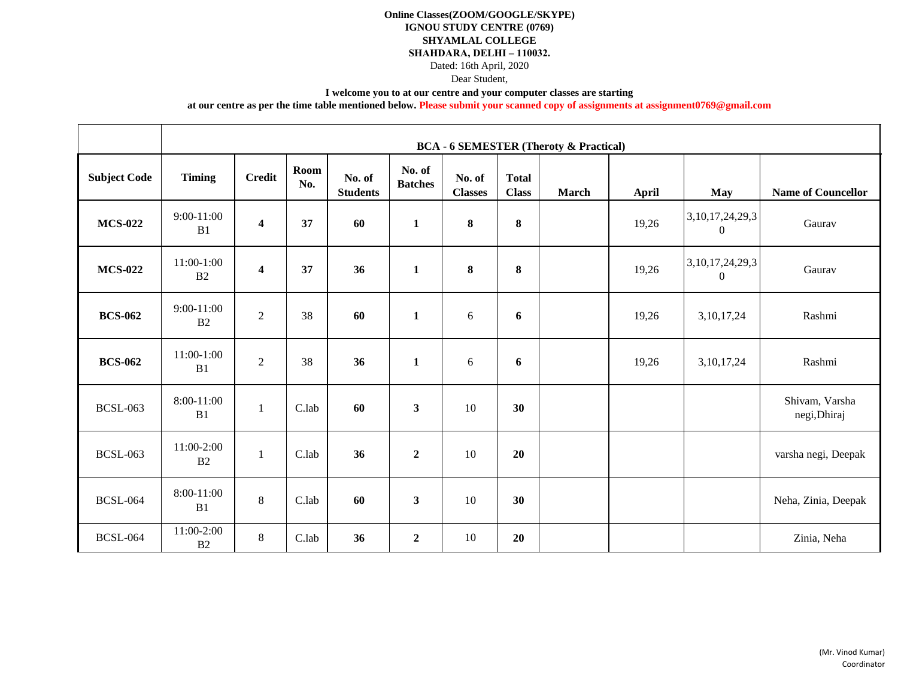**Online Classes(ZOOM/GOOGLE/SKYPE)**
**IGNOU STUDY CENTRE (0769)**
**SHYAMLAL COLLEGE**
**SHAHDARA, DELHI – 110032.**

Dated: 16th April, 2020

Dear Student,

**I welcome you to at our centre and your computer classes are starting at our centre as per the time table mentioned below. Please submit your scanned copy of assignments at assignment0769@gmail.com**

| | BCA - 6 SEMESTER (Theroty & Practical) | | | | | | | | | | |
|---|---|---|---|---|---|---|---|---|---|---|---|
| **Subject Code** | **Timing** | **Credit** | **Room No.** | **No. of Students** | **No. of Batches** | **No. of Classes** | **Total Class** | **March** | **April** | **May** | **Name of Councellor** |
| **MCS-022** | 9:00-11:00 B1 | **4** | **37** | **60** | **1** | **8** | **8** | | 19,26 | 3,10,17,24,29,30 | Gaurav |
| **MCS-022** | 11:00-1:00 B2 | **4** | **37** | **36** | **1** | **8** | **8** | | 19,26 | 3,10,17,24,29,30 | Gaurav |
| **BCS-062** | 9:00-11:00 B2 | 2 | 38 | **60** | **1** | 6 | **6** | | 19,26 | 3,10,17,24 | Rashmi |
| **BCS-062** | 11:00-1:00 B1 | 2 | 38 | **36** | **1** | 6 | **6** | | 19,26 | 3,10,17,24 | Rashmi |
| BCSL-063 | 8:00-11:00 B1 | 1 | C.lab | **60** | **3** | 10 | **30** | | | | Shivam, Varsha negi,Dhiraj |
| BCSL-063 | 11:00-2:00 B2 | 1 | C.lab | **36** | **2** | 10 | **20** | | | | varsha negi, Deepak |
| BCSL-064 | 8:00-11:00 B1 | 8 | C.lab | **60** | **3** | 10 | **30** | | | | Neha, Zinia, Deepak |
| BCSL-064 | 11:00-2:00 B2 | 8 | C.lab | **36** | **2** | 10 | **20** | | | | Zinia, Neha |

(Mr. Vinod Kumar)
Coordinator